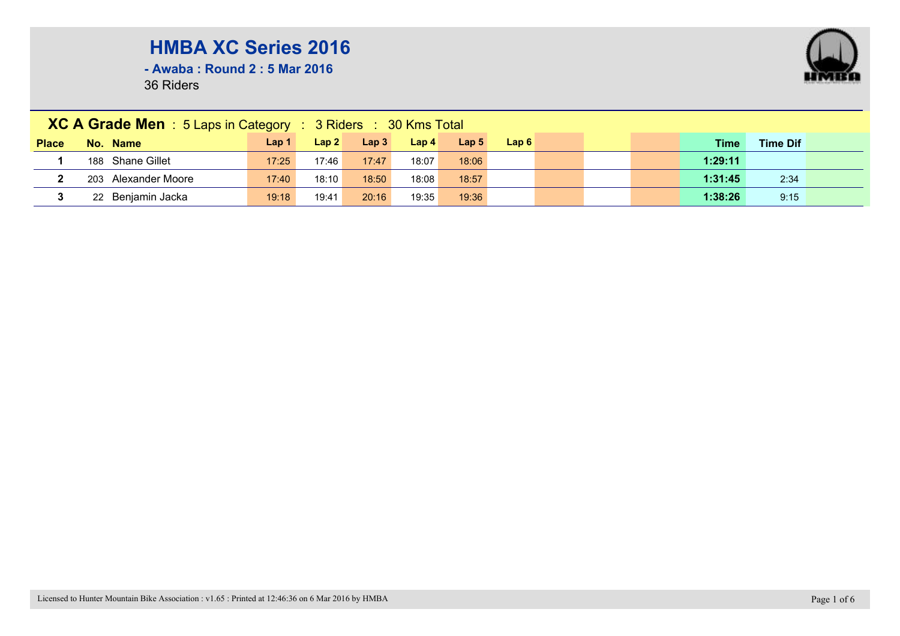# HMBA XC Series 2016

**- Awaba : Round 2 : 5 Mar 2016**

36 Riders

## XC A Grade Men : 5 Laps in Category : 3 Riders : 30 Kms Total

| Place | No. | Name | Lap 1 | Lap 2 | Lap 3 | Lap 4 | Lap 5 | Lap 6 | | | | Time | Time Dif | |
|---|---|---|---|---|---|---|---|---|---|---|---|---|---|---|
| 1 | 188 | Shane Gillet | 17:25 | 17:46 | 17:47 | 18:07 | 18:06 | | | | | 1:29:11 | | |
| 2 | 203 | Alexander Moore | 17:40 | 18:10 | 18:50 | 18:08 | 18:57 | | | | | 1:31:45 | 2:34 | |
| 3 | 22 | Benjamin Jacka | 19:18 | 19:41 | 20:16 | 19:35 | 19:36 | | | | | 1:38:26 | 9:15 | |

Licensed to Hunter Mountain Bike Association : v1.65 : Printed at 12:46:36 on 6 Mar 2016 by HMBA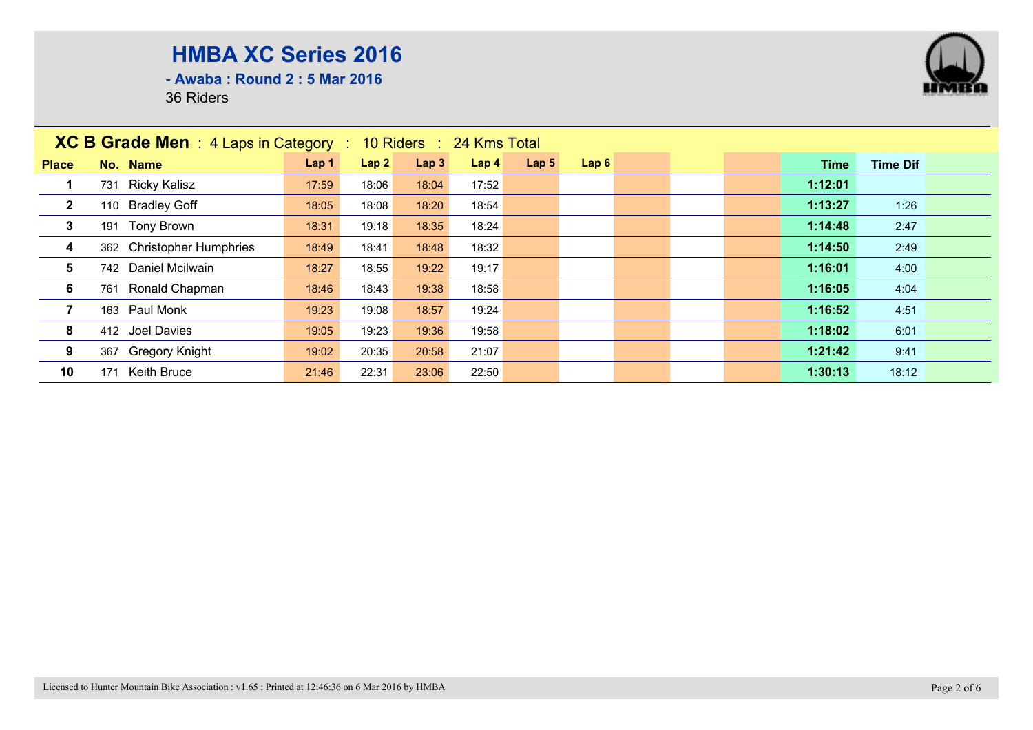# HMBA XC Series 2016

**- Awaba : Round 2 : 5 Mar 2016**

36 Riders

## XC B Grade Men : 4 Laps in Category : 10 Riders : 24 Kms Total

| Place | No. | Name | Lap 1 | Lap 2 | Lap 3 | Lap 4 | Lap 5 | Lap 6 | | | | Time | Time Dif |
|---|---|---|---|---|---|---|---|---|---|---|---|---|---|
| 1 | 731 | Ricky Kalisz | 17:59 | 18:06 | 18:04 | 17:52 | | | | | | **1:12:01** | |
| 2 | 110 | Bradley Goff | 18:05 | 18:08 | 18:20 | 18:54 | | | | | | **1:13:27** | 1:26 |
| 3 | 191 | Tony Brown | 18:31 | 19:18 | 18:35 | 18:24 | | | | | | **1:14:48** | 2:47 |
| 4 | 362 | Christopher Humphries | 18:49 | 18:41 | 18:48 | 18:32 | | | | | | **1:14:50** | 2:49 |
| 5 | 742 | Daniel Mcilwain | 18:27 | 18:55 | 19:22 | 19:17 | | | | | | **1:16:01** | 4:00 |
| 6 | 761 | Ronald Chapman | 18:46 | 18:43 | 19:38 | 18:58 | | | | | | **1:16:05** | 4:04 |
| 7 | 163 | Paul Monk | 19:23 | 19:08 | 18:57 | 19:24 | | | | | | **1:16:52** | 4:51 |
| 8 | 412 | Joel Davies | 19:05 | 19:23 | 19:36 | 19:58 | | | | | | **1:18:02** | 6:01 |
| 9 | 367 | Gregory Knight | 19:02 | 20:35 | 20:58 | 21:07 | | | | | | **1:21:42** | 9:41 |
| 10 | 171 | Keith Bruce | 21:46 | 22:31 | 23:06 | 22:50 | | | | | | **1:30:13** | 18:12 |

Licensed to Hunter Mountain Bike Association : v1.65 : Printed at 12:46:36 on 6 Mar 2016 by HMBA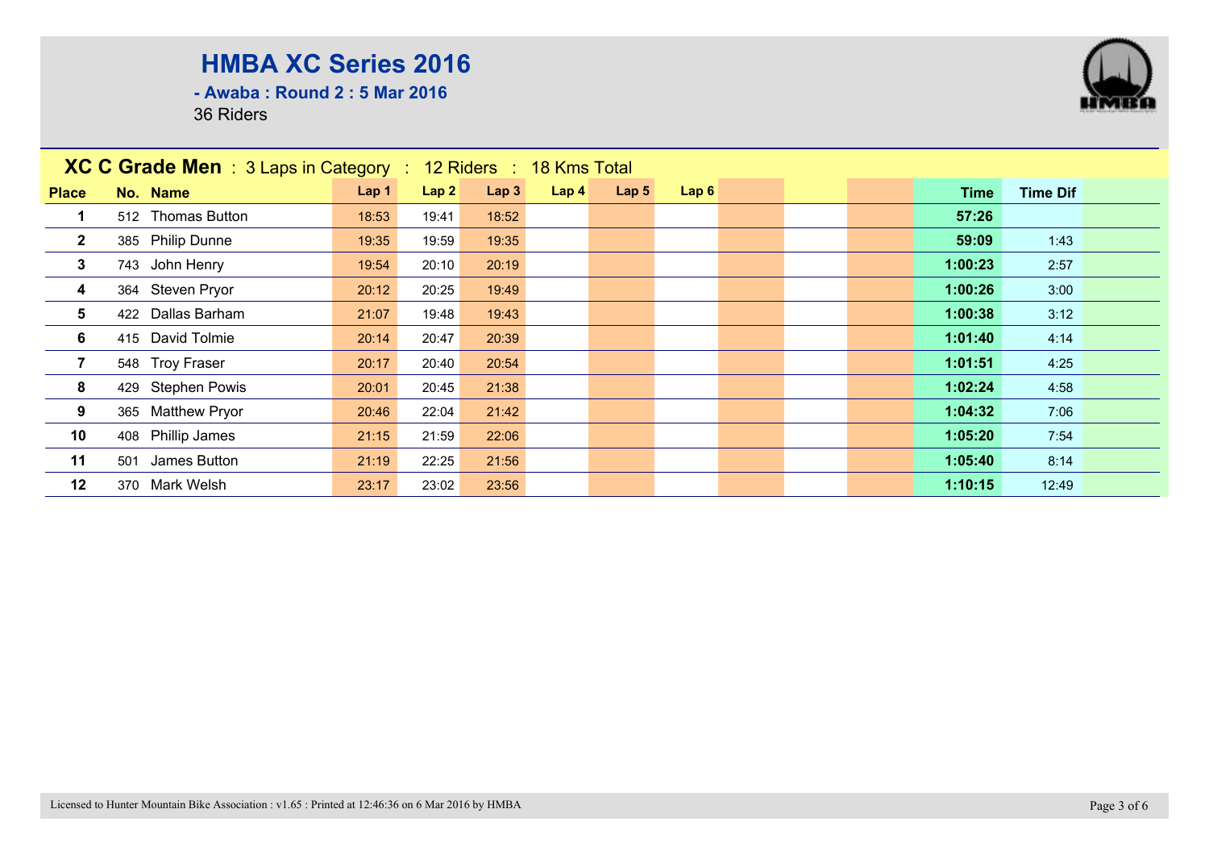# HMBA XC Series 2016

**- Awaba : Round 2 : 5 Mar 2016**

36 Riders

## XC C Grade Men : 3 Laps in Category : 12 Riders : 18 Kms Total

| Place | No. | Name | Lap 1 | Lap 2 | Lap 3 | Lap 4 | Lap 5 | Lap 6 | Time | Time Dif |
|---|---|---|---|---|---|---|---|---|---|---|
| 1 | 512 | Thomas Button | 18:53 | 19:41 | 18:52 | | | | **57:26** | |
| 2 | 385 | Philip Dunne | 19:35 | 19:59 | 19:35 | | | | **59:09** | 1:43 |
| 3 | 743 | John Henry | 19:54 | 20:10 | 20:19 | | | | **1:00:23** | 2:57 |
| 4 | 364 | Steven Pryor | 20:12 | 20:25 | 19:49 | | | | **1:00:26** | 3:00 |
| 5 | 422 | Dallas Barham | 21:07 | 19:48 | 19:43 | | | | **1:00:38** | 3:12 |
| 6 | 415 | David Tolmie | 20:14 | 20:47 | 20:39 | | | | **1:01:40** | 4:14 |
| 7 | 548 | Troy Fraser | 20:17 | 20:40 | 20:54 | | | | **1:01:51** | 4:25 |
| 8 | 429 | Stephen Powis | 20:01 | 20:45 | 21:38 | | | | **1:02:24** | 4:58 |
| 9 | 365 | Matthew Pryor | 20:46 | 22:04 | 21:42 | | | | **1:04:32** | 7:06 |
| 10 | 408 | Phillip James | 21:15 | 21:59 | 22:06 | | | | **1:05:20** | 7:54 |
| 11 | 501 | James Button | 21:19 | 22:25 | 21:56 | | | | **1:05:40** | 8:14 |
| 12 | 370 | Mark Welsh | 23:17 | 23:02 | 23:56 | | | | **1:10:15** | 12:49 |

Licensed to Hunter Mountain Bike Association : v1.65 : Printed at 12:46:36 on 6 Mar 2016 by HMBA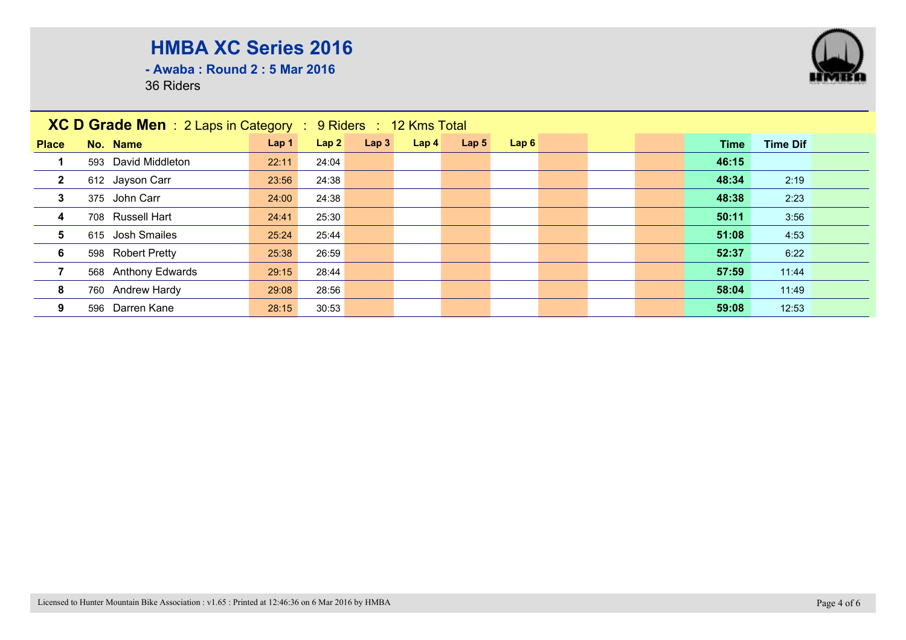# HMBA XC Series 2016

**- Awaba : Round 2 : 5 Mar 2016**

36 Riders

**XC D Grade Men** : 2 Laps in Category : 9 Riders : 12 Kms Total

| Place | No. | Name | Lap 1 | Lap 2 | Lap 3 | Lap 4 | Lap 5 | Lap 6 | Time | Time Dif |
|---|---|---|---|---|---|---|---|---|---|---|
| 1 | 593 | David Middleton | 22:11 | 24:04 | | | | | **46:15** | |
| 2 | 612 | Jayson Carr | 23:56 | 24:38 | | | | | **48:34** | 2:19 |
| 3 | 375 | John Carr | 24:00 | 24:38 | | | | | **48:38** | 2:23 |
| 4 | 708 | Russell Hart | 24:41 | 25:30 | | | | | **50:11** | 3:56 |
| 5 | 615 | Josh Smailes | 25:24 | 25:44 | | | | | **51:08** | 4:53 |
| 6 | 598 | Robert Pretty | 25:38 | 26:59 | | | | | **52:37** | 6:22 |
| 7 | 568 | Anthony Edwards | 29:15 | 28:44 | | | | | **57:59** | 11:44 |
| 8 | 760 | Andrew Hardy | 29:08 | 28:56 | | | | | **58:04** | 11:49 |
| 9 | 596 | Darren Kane | 28:15 | 30:53 | | | | | **59:08** | 12:53 |

Licensed to Hunter Mountain Bike Association : v1.65 : Printed at 12:46:36 on 6 Mar 2016 by HMBA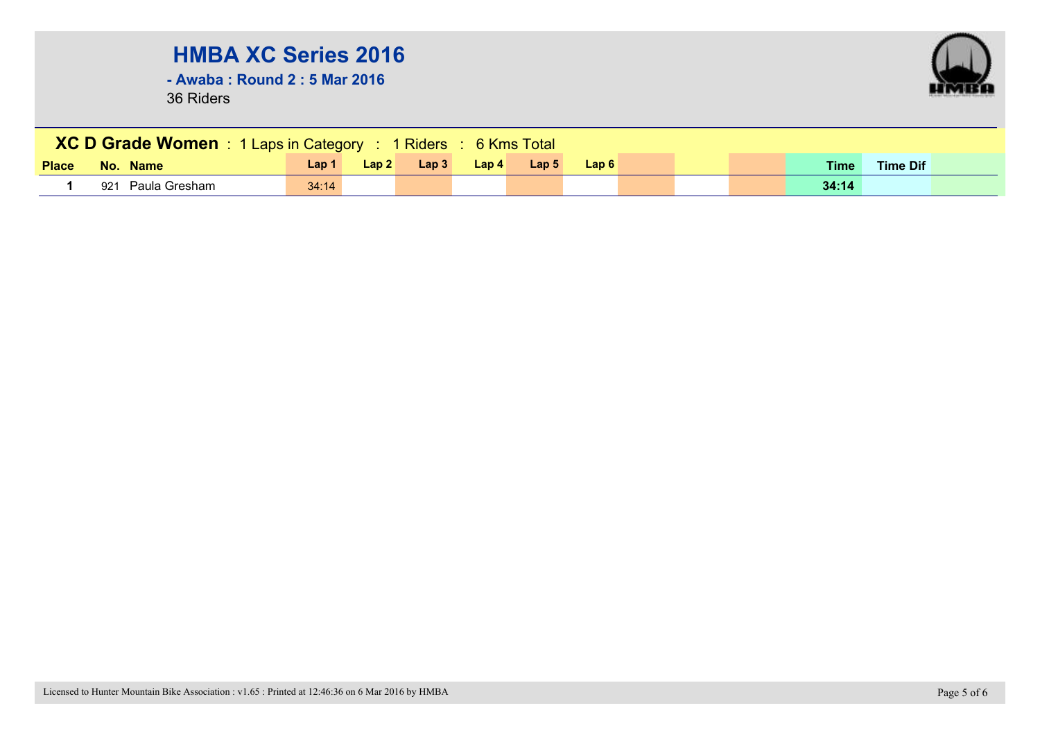# HMBA XC Series 2016

**- Awaba : Round 2 : 5 Mar 2016**

36 Riders

**XC D Grade Women** : 1 Laps in Category : 1 Riders : 6 Kms Total

| Place | No. | Name | Lap 1 | Lap 2 | Lap 3 | Lap 4 | Lap 5 | Lap 6 | | | | Time | Time Dif | |
|---|---|---|---|---|---|---|---|---|---|---|---|---|---|---|
| 1 | 921 | Paula Gresham | 34:14 | | | | | | | | | 34:14 | | |

Licensed to Hunter Mountain Bike Association : v1.65 : Printed at 12:46:36 on 6 Mar 2016 by HMBA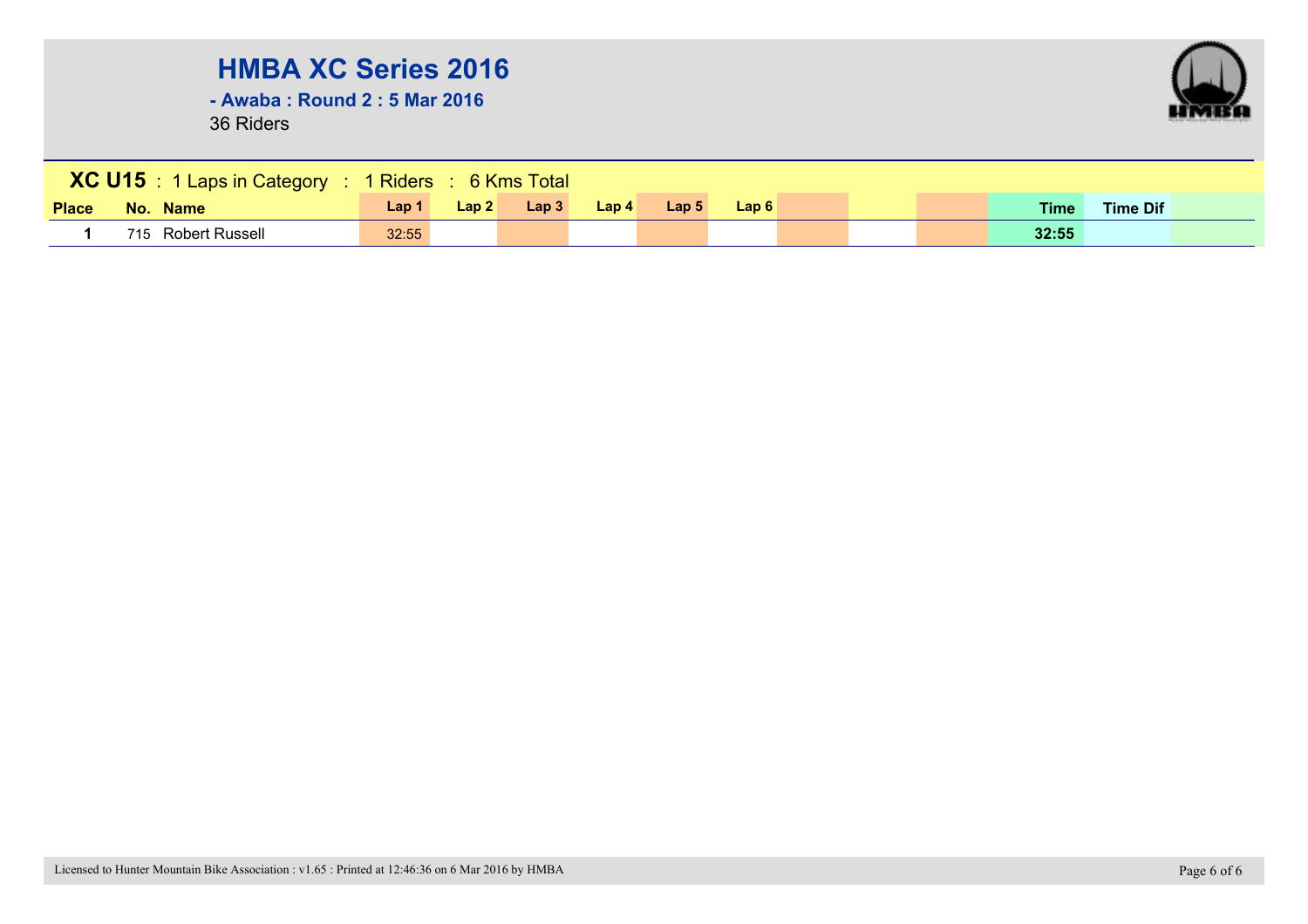# HMBA XC Series 2016

**- Awaba : Round 2 : 5 Mar 2016**

36 Riders

**XC U15** : 1 Laps in Category : 1 Riders : 6 Kms Total

| Place | No. | Name | Lap 1 | Lap 2 | Lap 3 | Lap 4 | Lap 5 | Lap 6 | | | | Time | Time Dif | |
|---|---|---|---|---|---|---|---|---|---|---|---|---|---|---|
| **1** | 715 | Robert Russell | 32:55 | | | | | | | | | **32:55** | | |

Licensed to Hunter Mountain Bike Association : v1.65 : Printed at 12:46:36 on 6 Mar 2016 by HMBA